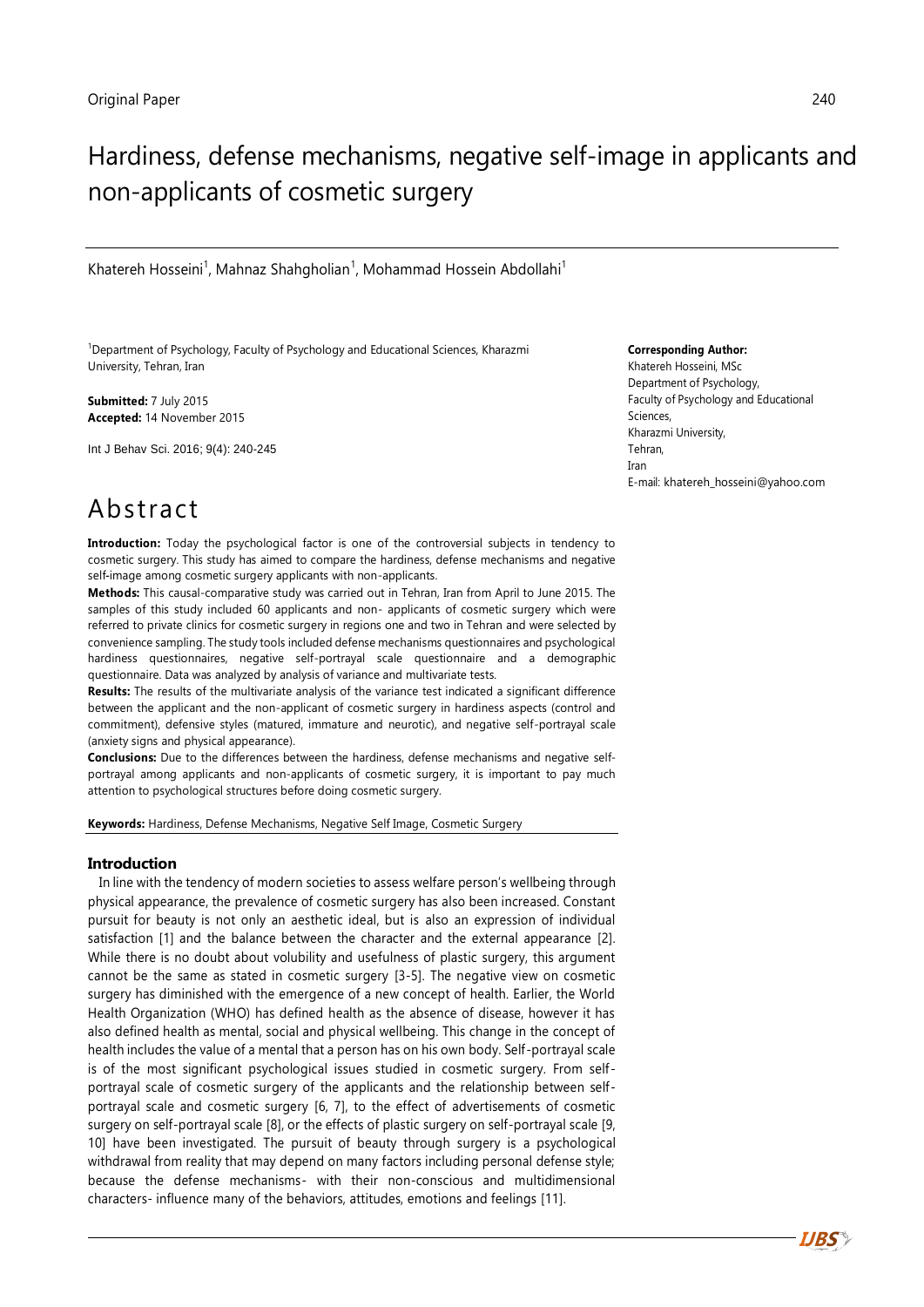Original Paper

# Hardiness, defense mechanisms, negative self-image in applicants and non-applicants of cosmetic surgery

Khatereh Hosseini[1], Mahnaz Shahgholian[1], Mohammad Hossein Abdollahi[1]

[1]Department of Psychology, Faculty of Psychology and Educational Sciences, Kharazmi University, Tehran, Iran

**Submitted:** 7 July 2015
**Accepted:** 14 November 2015

Int J Behav Sci. 2016; 9(4): 240-245

**Corresponding Author:**
Khatereh Hosseini, MSc
Department of Psychology,
Faculty of Psychology and Educational Sciences,
Kharazmi University,
Tehran,
Iran
E-mail: khatereh_hosseini@yahoo.com

# Abstract

**Introduction:** Today the psychological factor is one of the controversial subjects in tendency to cosmetic surgery. This study has aimed to compare the hardiness, defense mechanisms and negative self-image among cosmetic surgery applicants with non-applicants.

**Methods:** This causal-comparative study was carried out in Tehran, Iran from April to June 2015. The samples of this study included 60 applicants and non- applicants of cosmetic surgery which were referred to private clinics for cosmetic surgery in regions one and two in Tehran and were selected by convenience sampling. The study tools included defense mechanisms questionnaires and psychological hardiness questionnaires, negative self-portrayal scale questionnaire and a demographic questionnaire. Data was analyzed by analysis of variance and multivariate tests.

**Results:** The results of the multivariate analysis of the variance test indicated a significant difference between the applicant and the non-applicant of cosmetic surgery in hardiness aspects (control and commitment), defensive styles (matured, immature and neurotic), and negative self-portrayal scale (anxiety signs and physical appearance).

**Conclusions:** Due to the differences between the hardiness, defense mechanisms and negative self-portrayal among applicants and non-applicants of cosmetic surgery, it is important to pay much attention to psychological structures before doing cosmetic surgery.

**Keywords:** Hardiness, Defense Mechanisms, Negative Self Image, Cosmetic Surgery

## Introduction

In line with the tendency of modern societies to assess welfare person's wellbeing through physical appearance, the prevalence of cosmetic surgery has also been increased. Constant pursuit for beauty is not only an aesthetic ideal, but is also an expression of individual satisfaction [1] and the balance between the character and the external appearance [2]. While there is no doubt about volubility and usefulness of plastic surgery, this argument cannot be the same as stated in cosmetic surgery [3-5]. The negative view on cosmetic surgery has diminished with the emergence of a new concept of health. Earlier, the World Health Organization (WHO) has defined health as the absence of disease, however it has also defined health as mental, social and physical wellbeing. This change in the concept of health includes the value of a mental that a person has on his own body. Self-portrayal scale is of the most significant psychological issues studied in cosmetic surgery. From self-portrayal scale of cosmetic surgery of the applicants and the relationship between self-portrayal scale and cosmetic surgery [6, 7], to the effect of advertisements of cosmetic surgery on self-portrayal scale [8], or the effects of plastic surgery on self-portrayal scale [9, 10] have been investigated. The pursuit of beauty through surgery is a psychological withdrawal from reality that may depend on many factors including personal defense style; because the defense mechanisms- with their non-conscious and multidimensional characters- influence many of the behaviors, attitudes, emotions and feelings [11].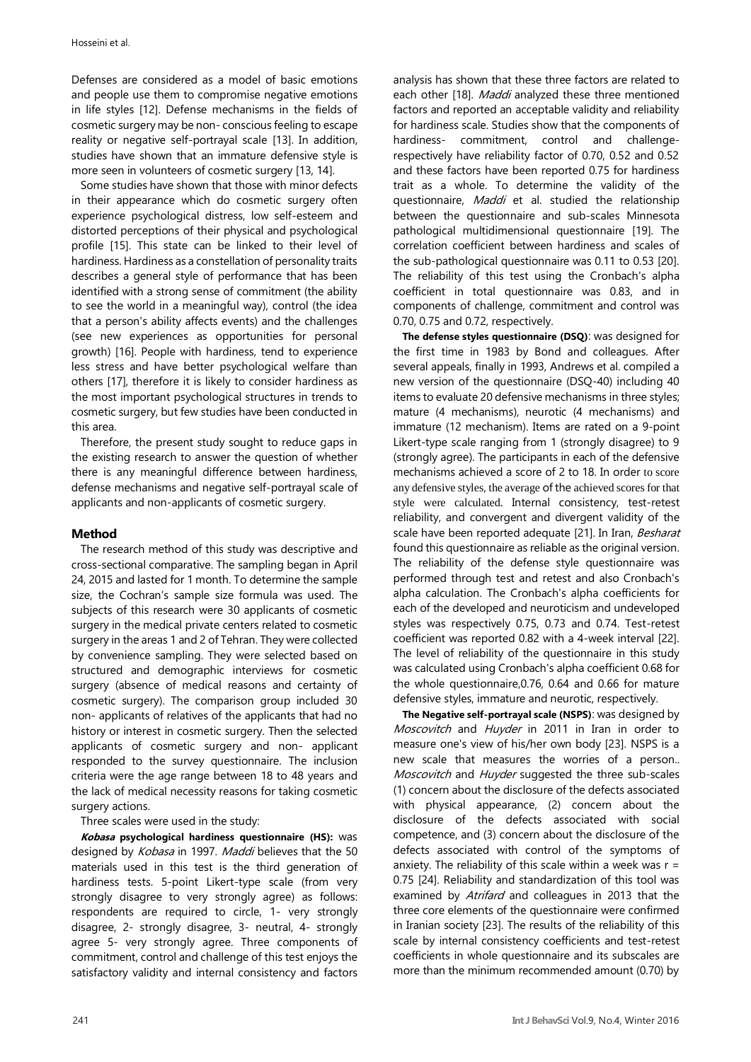Defenses are considered as a model of basic emotions and people use them to compromise negative emotions in life styles [12]. Defense mechanisms in the fields of cosmetic surgery may be non- conscious feeling to escape reality or negative self-portrayal scale [13]. In addition, studies have shown that an immature defensive style is more seen in volunteers of cosmetic surgery [13, 14].

Some studies have shown that those with minor defects in their appearance which do cosmetic surgery often experience psychological distress, low self-esteem and distorted perceptions of their physical and psychological profile [15]. This state can be linked to their level of hardiness. Hardiness as a constellation of personality traits describes a general style of performance that has been identified with a strong sense of commitment (the ability to see the world in a meaningful way), control (the idea that a person's ability affects events) and the challenges (see new experiences as opportunities for personal growth) [16]. People with hardiness, tend to experience less stress and have better psychological welfare than others [17], therefore it is likely to consider hardiness as the most important psychological structures in trends to cosmetic surgery, but few studies have been conducted in this area.

Therefore, the present study sought to reduce gaps in the existing research to answer the question of whether there is any meaningful difference between hardiness, defense mechanisms and negative self-portrayal scale of applicants and non-applicants of cosmetic surgery.

## Method

The research method of this study was descriptive and cross-sectional comparative. The sampling began in April 24, 2015 and lasted for 1 month. To determine the sample size, the Cochran's sample size formula was used. The subjects of this research were 30 applicants of cosmetic surgery in the medical private centers related to cosmetic surgery in the areas 1 and 2 of Tehran. They were collected by convenience sampling. They were selected based on structured and demographic interviews for cosmetic surgery (absence of medical reasons and certainty of cosmetic surgery). The comparison group included 30 non- applicants of relatives of the applicants that had no history or interest in cosmetic surgery. Then the selected applicants of cosmetic surgery and non- applicant responded to the survey questionnaire. The inclusion criteria were the age range between 18 to 48 years and the lack of medical necessity reasons for taking cosmetic surgery actions.

Three scales were used in the study:

***Kobasa* psychological hardiness questionnaire (HS):** was designed by *Kobasa* in 1997. *Maddi* believes that the 50 materials used in this test is the third generation of hardiness tests. 5-point Likert-type scale (from very strongly disagree to very strongly agree) as follows: respondents are required to circle, 1- very strongly disagree, 2- strongly disagree, 3- neutral, 4- strongly agree 5- very strongly agree. Three components of commitment, control and challenge of this test enjoys the satisfactory validity and internal consistency and factors analysis has shown that these three factors are related to each other [18]. *Maddi* analyzed these three mentioned factors and reported an acceptable validity and reliability for hardiness scale. Studies show that the components of hardiness- commitment, control and challenge- respectively have reliability factor of 0.70, 0.52 and 0.52 and these factors have been reported 0.75 for hardiness trait as a whole. To determine the validity of the questionnaire, *Maddi* et al. studied the relationship between the questionnaire and sub-scales Minnesota pathological multidimensional questionnaire [19]. The correlation coefficient between hardiness and scales of the sub-pathological questionnaire was 0.11 to 0.53 [20]. The reliability of this test using the Cronbach's alpha coefficient in total questionnaire was 0.83, and in components of challenge, commitment and control was 0.70, 0.75 and 0.72, respectively.

**The defense styles questionnaire (DSQ)**: was designed for the first time in 1983 by Bond and colleagues. After several appeals, finally in 1993, Andrews et al. compiled a new version of the questionnaire (DSQ-40) including 40 items to evaluate 20 defensive mechanisms in three styles; mature (4 mechanisms), neurotic (4 mechanisms) and immature (12 mechanism). Items are rated on a 9-point Likert-type scale ranging from 1 (strongly disagree) to 9 (strongly agree). The participants in each of the defensive mechanisms achieved a score of 2 to 18. In order to score any defensive styles, the average of the achieved scores for that style were calculated. Internal consistency, test-retest reliability, and convergent and divergent validity of the scale have been reported adequate [21]. In Iran, *Besharat* found this questionnaire as reliable as the original version. The reliability of the defense style questionnaire was performed through test and retest and also Cronbach's alpha calculation. The Cronbach's alpha coefficients for each of the developed and neuroticism and undeveloped styles was respectively 0.75, 0.73 and 0.74. Test-retest coefficient was reported 0.82 with a 4-week interval [22]. The level of reliability of the questionnaire in this study was calculated using Cronbach's alpha coefficient 0.68 for the whole questionnaire,0.76, 0.64 and 0.66 for mature defensive styles, immature and neurotic, respectively.

**The Negative self-portrayal scale (NSPS)**: was designed by *Moscovitch* and *Huyder* in 2011 in Iran in order to measure one's view of his/her own body [23]. NSPS is a new scale that measures the worries of a person.. *Moscovitch* and *Huyder* suggested the three sub-scales (1) concern about the disclosure of the defects associated with physical appearance, (2) concern about the disclosure of the defects associated with social competence, and (3) concern about the disclosure of the defects associated with control of the symptoms of anxiety. The reliability of this scale within a week was $r = 0.75$ [24]. Reliability and standardization of this tool was examined by *Atrifard* and colleagues in 2013 that the three core elements of the questionnaire were confirmed in Iranian society [23]. The results of the reliability of this scale by internal consistency coefficients and test-retest coefficients in whole questionnaire and its subscales are more than the minimum recommended amount (0.70) by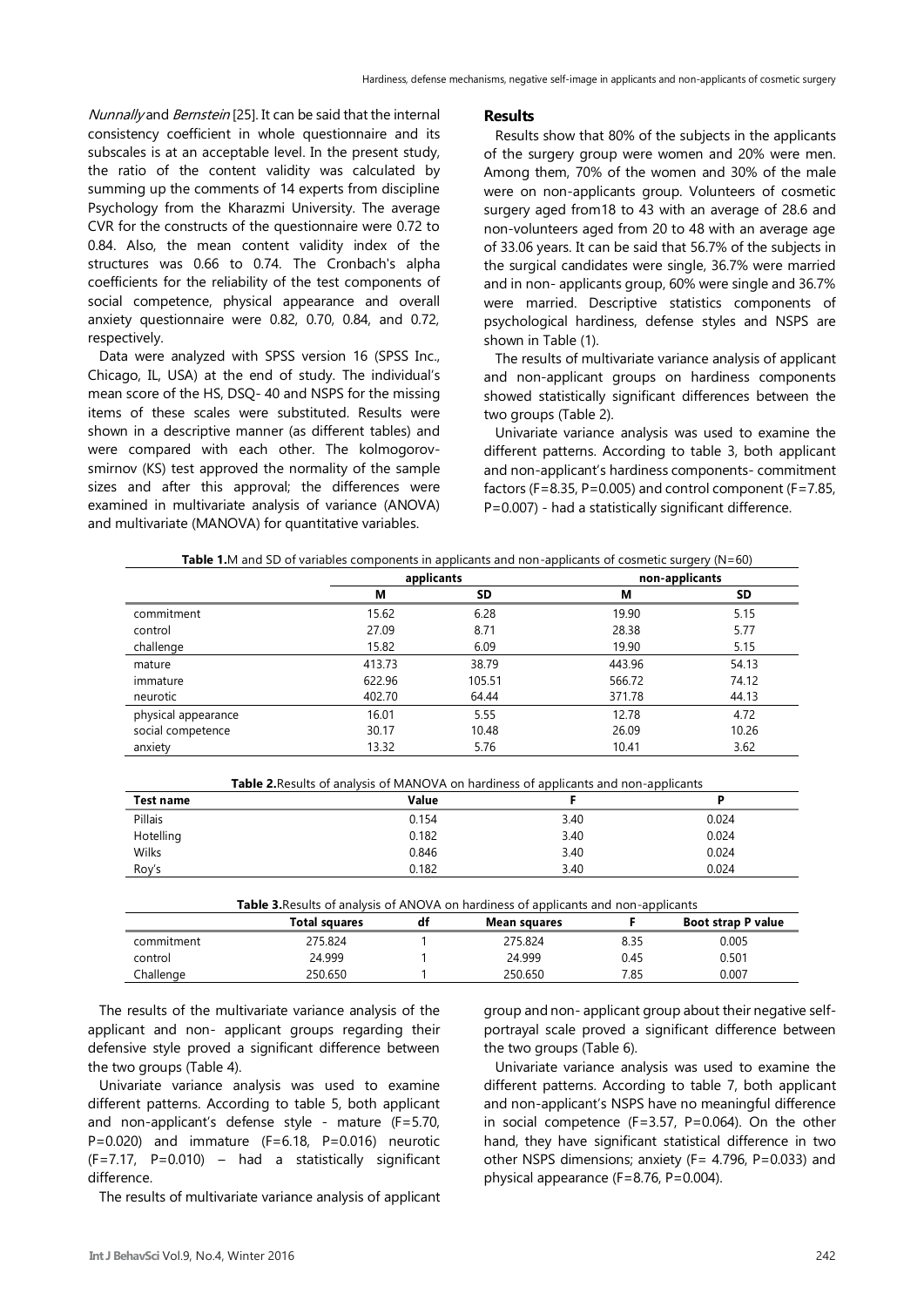*Nunnally* and *Bernstein* [25]. It can be said that the internal consistency coefficient in whole questionnaire and its subscales is at an acceptable level. In the present study, the ratio of the content validity was calculated by summing up the comments of 14 experts from discipline Psychology from the Kharazmi University. The average CVR for the constructs of the questionnaire were 0.72 to 0.84. Also, the mean content validity index of the structures was 0.66 to 0.74. The Cronbach's alpha coefficients for the reliability of the test components of social competence, physical appearance and overall anxiety questionnaire were 0.82, 0.70, 0.84, and 0.72, respectively.

Data were analyzed with SPSS version 16 (SPSS Inc., Chicago, IL, USA) at the end of study. The individual's mean score of the HS, DSQ- 40 and NSPS for the missing items of these scales were substituted. Results were shown in a descriptive manner (as different tables) and were compared with each other. The kolmogorov-smirnov (KS) test approved the normality of the sample sizes and after this approval; the differences were examined in multivariate analysis of variance (ANOVA) and multivariate (MANOVA) for quantitative variables.

## Results

Results show that 80% of the subjects in the applicants of the surgery group were women and 20% were men. Among them, 70% of the women and 30% of the male were on non-applicants group. Volunteers of cosmetic surgery aged from18 to 43 with an average of 28.6 and non-volunteers aged from 20 to 48 with an average age of 33.06 years. It can be said that 56.7% of the subjects in the surgical candidates were single, 36.7% were married and in non- applicants group, 60% were single and 36.7% were married. Descriptive statistics components of psychological hardiness, defense styles and NSPS are shown in Table (1).

The results of multivariate variance analysis of applicant and non-applicant groups on hardiness components showed statistically significant differences between the two groups (Table 2).

Univariate variance analysis was used to examine the different patterns. According to table 3, both applicant and non-applicant's hardiness components- commitment factors (F=8.35, P=0.005) and control component (F=7.85, P=0.007) - had a statistically significant difference.

**Table 1.** M and SD of variables components in applicants and non-applicants of cosmetic surgery (N=60)

| | applicants | | non-applicants | |
|---|---|---|---|---|
| | **M** | **SD** | **M** | **SD** |
| commitment | 15.62 | 6.28 | 19.90 | 5.15 |
| control | 27.09 | 8.71 | 28.38 | 5.77 |
| challenge | 15.82 | 6.09 | 19.90 | 5.15 |
| mature | 413.73 | 38.79 | 443.96 | 54.13 |
| immature | 622.96 | 105.51 | 566.72 | 74.12 |
| neurotic | 402.70 | 64.44 | 371.78 | 44.13 |
| physical appearance | 16.01 | 5.55 | 12.78 | 4.72 |
| social competence | 30.17 | 10.48 | 26.09 | 10.26 |
| anxiety | 13.32 | 5.76 | 10.41 | 3.62 |

**Table 2.** Results of analysis of MANOVA on hardiness of applicants and non-applicants

| Test name | Value | F | P |
|---|---|---|---|
| Pillais | 0.154 | 3.40 | 0.024 |
| Hotelling | 0.182 | 3.40 | 0.024 |
| Wilks | 0.846 | 3.40 | 0.024 |
| Roy's | 0.182 | 3.40 | 0.024 |

**Table 3.** Results of analysis of ANOVA on hardiness of applicants and non-applicants

| | Total squares | df | Mean squares | F | Boot strap P value |
|---|---|---|---|---|---|
| commitment | 275.824 | 1 | 275.824 | 8.35 | 0.005 |
| control | 24.999 | 1 | 24.999 | 0.45 | 0.501 |
| Challenge | 250.650 | 1 | 250.650 | 7.85 | 0.007 |

The results of the multivariate variance analysis of the applicant and non- applicant groups regarding their defensive style proved a significant difference between the two groups (Table 4).

Univariate variance analysis was used to examine different patterns. According to table 5, both applicant and non-applicant's defense style - mature (F=5.70, P=0.020) and immature (F=6.18, P=0.016) neurotic (F=7.17, P=0.010) – had a statistically significant difference.

The results of multivariate variance analysis of applicant group and non- applicant group about their negative self-portrayal scale proved a significant difference between the two groups (Table 6).

Univariate variance analysis was used to examine the different patterns. According to table 7, both applicant and non-applicant's NSPS have no meaningful difference in social competence (F=3.57, P=0.064). On the other hand, they have significant statistical difference in two other NSPS dimensions; anxiety (F= 4.796, P=0.033) and physical appearance (F=8.76, P=0.004).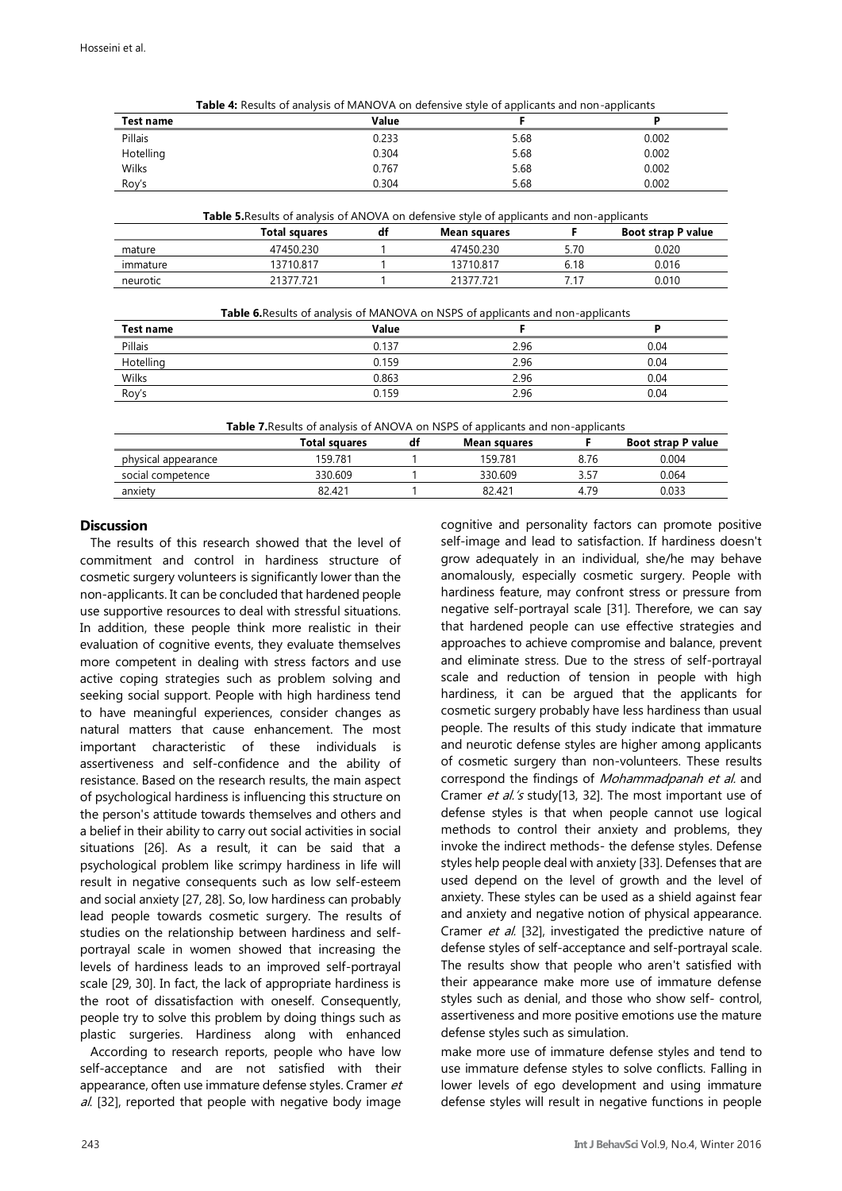**Table 4:** Results of analysis of MANOVA on defensive style of applicants and non-applicants

| Test name | Value | F | P |
|---|---|---|---|
| Pillais | 0.233 | 5.68 | 0.002 |
| Hotelling | 0.304 | 5.68 | 0.002 |
| Wilks | 0.767 | 5.68 | 0.002 |
| Roy's | 0.304 | 5.68 | 0.002 |

**Table 5.** Results of analysis of ANOVA on defensive style of applicants and non-applicants

| | Total squares | df | Mean squares | F | Boot strap P value |
|---|---|---|---|---|---|
| mature | 47450.230 | 1 | 47450.230 | 5.70 | 0.020 |
| immature | 13710.817 | 1 | 13710.817 | 6.18 | 0.016 |
| neurotic | 21377.721 | 1 | 21377.721 | 7.17 | 0.010 |

**Table 6.** Results of analysis of MANOVA on NSPS of applicants and non-applicants

| Test name | Value | F | P |
|---|---|---|---|
| Pillais | 0.137 | 2.96 | 0.04 |
| Hotelling | 0.159 | 2.96 | 0.04 |
| Wilks | 0.863 | 2.96 | 0.04 |
| Roy's | 0.159 | 2.96 | 0.04 |

**Table 7.** Results of analysis of ANOVA on NSPS of applicants and non-applicants

| | Total squares | df | Mean squares | F | Boot strap P value |
|---|---|---|---|---|---|
| physical appearance | 159.781 | 1 | 159.781 | 8.76 | 0.004 |
| social competence | 330.609 | 1 | 330.609 | 3.57 | 0.064 |
| anxiety | 82.421 | 1 | 82.421 | 4.79 | 0.033 |

## Discussion

The results of this research showed that the level of commitment and control in hardiness structure of cosmetic surgery volunteers is significantly lower than the non-applicants. It can be concluded that hardened people use supportive resources to deal with stressful situations. In addition, these people think more realistic in their evaluation of cognitive events, they evaluate themselves more competent in dealing with stress factors and use active coping strategies such as problem solving and seeking social support. People with high hardiness tend to have meaningful experiences, consider changes as natural matters that cause enhancement. The most important characteristic of these individuals is assertiveness and self-confidence and the ability of resistance. Based on the research results, the main aspect of psychological hardiness is influencing this structure on the person's attitude towards themselves and others and a belief in their ability to carry out social activities in social situations [26]. As a result, it can be said that a psychological problem like scrimpy hardiness in life will result in negative consequents such as low self-esteem and social anxiety [27, 28]. So, low hardiness can probably lead people towards cosmetic surgery. The results of studies on the relationship between hardiness and self-portrayal scale in women showed that increasing the levels of hardiness leads to an improved self-portrayal scale [29, 30]. In fact, the lack of appropriate hardiness is the root of dissatisfaction with oneself. Consequently, people try to solve this problem by doing things such as plastic surgeries. Hardiness along with enhanced cognitive and personality factors can promote positive self-image and lead to satisfaction. If hardiness doesn't grow adequately in an individual, she/he may behave anomalously, especially cosmetic surgery. People with hardiness feature, may confront stress or pressure from negative self-portrayal scale [31]. Therefore, we can say that hardened people can use effective strategies and approaches to achieve compromise and balance, prevent and eliminate stress. Due to the stress of self-portrayal scale and reduction of tension in people with high hardiness, it can be argued that the applicants for cosmetic surgery probably have less hardiness than usual people. The results of this study indicate that immature and neurotic defense styles are higher among applicants of cosmetic surgery than non-volunteers. These results correspond the findings of *Mohammadpanah et al.* and Cramer *et al.'s* study[13, 32]. The most important use of defense styles is that when people cannot use logical methods to control their anxiety and problems, they invoke the indirect methods- the defense styles. Defense styles help people deal with anxiety [33]. Defenses that are used depend on the level of growth and the level of anxiety. These styles can be used as a shield against fear and anxiety and negative notion of physical appearance. Cramer *et al.* [32], investigated the predictive nature of defense styles of self-acceptance and self-portrayal scale. The results show that people who aren't satisfied with their appearance make more use of immature defense styles such as denial, and those who show self- control, assertiveness and more positive emotions use the mature defense styles such as simulation.

According to research reports, people who have low self-acceptance and are not satisfied with their appearance, often use immature defense styles. Cramer *et al.* [32], reported that people with negative body image make more use of immature defense styles and tend to use immature defense styles to solve conflicts. Falling in lower levels of ego development and using immature defense styles will result in negative functions in people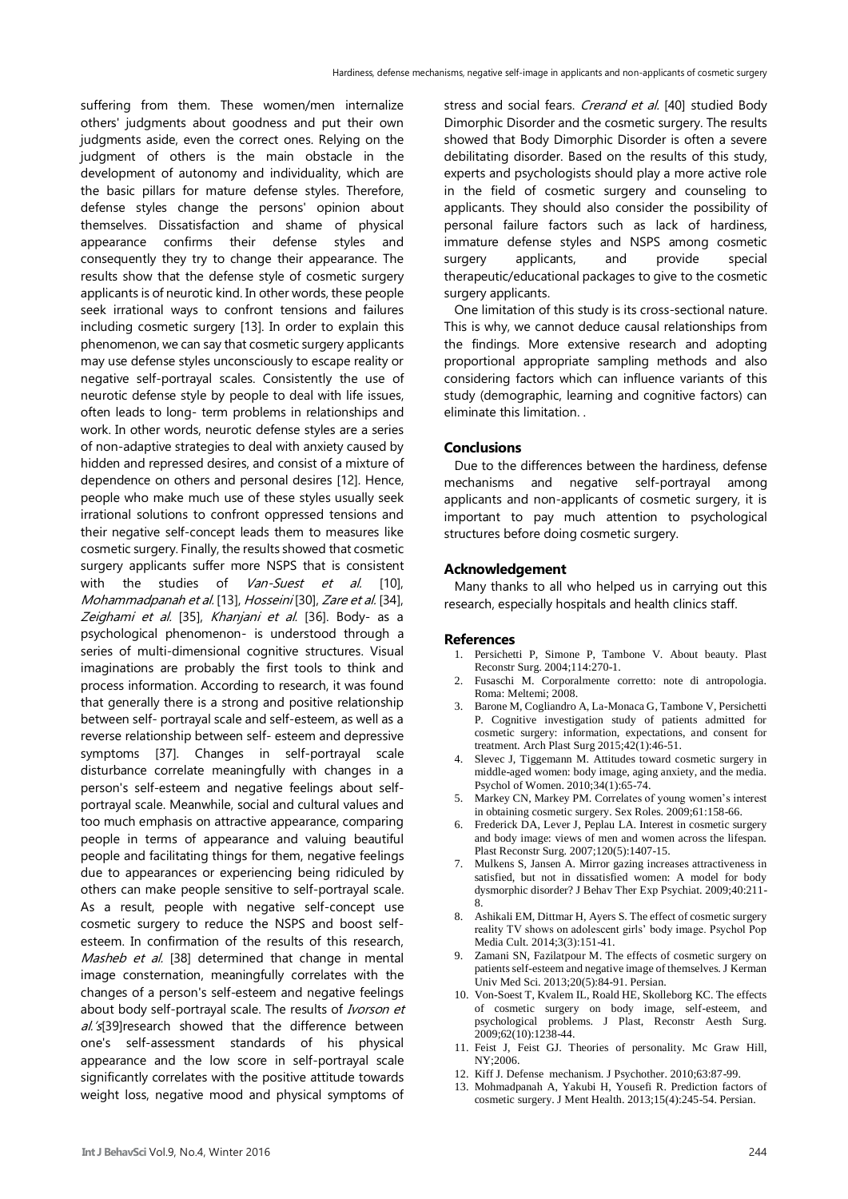suffering from them. These women/men internalize others' judgments about goodness and put their own judgments aside, even the correct ones. Relying on the judgment of others is the main obstacle in the development of autonomy and individuality, which are the basic pillars for mature defense styles. Therefore, defense styles change the persons' opinion about themselves. Dissatisfaction and shame of physical appearance confirms their defense styles and consequently they try to change their appearance. The results show that the defense style of cosmetic surgery applicants is of neurotic kind. In other words, these people seek irrational ways to confront tensions and failures including cosmetic surgery [13]. In order to explain this phenomenon, we can say that cosmetic surgery applicants may use defense styles unconsciously to escape reality or negative self-portrayal scales. Consistently the use of neurotic defense style by people to deal with life issues, often leads to long- term problems in relationships and work. In other words, neurotic defense styles are a series of non-adaptive strategies to deal with anxiety caused by hidden and repressed desires, and consist of a mixture of dependence on others and personal desires [12]. Hence, people who make much use of these styles usually seek irrational solutions to confront oppressed tensions and their negative self-concept leads them to measures like cosmetic surgery. Finally, the results showed that cosmetic surgery applicants suffer more NSPS that is consistent with the studies of *Van-Suest et al.* [10], *Mohammadpanah et al.* [13], *Hosseini* [30], *Zare et al.* [34], *Zeighami et al.* [35], *Khanjani et al.* [36]. Body- as a psychological phenomenon- is understood through a series of multi-dimensional cognitive structures. Visual imaginations are probably the first tools to think and process information. According to research, it was found that generally there is a strong and positive relationship between self- portrayal scale and self-esteem, as well as a reverse relationship between self- esteem and depressive symptoms [37]. Changes in self-portrayal scale disturbance correlate meaningfully with changes in a person's self-esteem and negative feelings about self-portrayal scale. Meanwhile, social and cultural values and too much emphasis on attractive appearance, comparing people in terms of appearance and valuing beautiful people and facilitating things for them, negative feelings due to appearances or experiencing being ridiculed by others can make people sensitive to self-portrayal scale. As a result, people with negative self-concept use cosmetic surgery to reduce the NSPS and boost self-esteem. In confirmation of the results of this research, *Masheb et al.* [38] determined that change in mental image consternation, meaningfully correlates with the changes of a person's self-esteem and negative feelings about body self-portrayal scale. The results of *Ivorson et al.'s*[39]research showed that the difference between one's self-assessment standards of his physical appearance and the low score in self-portrayal scale significantly correlates with the positive attitude towards weight loss, negative mood and physical symptoms of stress and social fears. *Crerand et al.* [40] studied Body Dimorphic Disorder and the cosmetic surgery. The results showed that Body Dimorphic Disorder is often a severe debilitating disorder. Based on the results of this study, experts and psychologists should play a more active role in the field of cosmetic surgery and counseling to applicants. They should also consider the possibility of personal failure factors such as lack of hardiness, immature defense styles and NSPS among cosmetic surgery applicants, and provide special therapeutic/educational packages to give to the cosmetic surgery applicants.

One limitation of this study is its cross-sectional nature. This is why, we cannot deduce causal relationships from the findings. More extensive research and adopting proportional appropriate sampling methods and also considering factors which can influence variants of this study (demographic, learning and cognitive factors) can eliminate this limitation. .

## Conclusions

Due to the differences between the hardiness, defense mechanisms and negative self-portrayal among applicants and non-applicants of cosmetic surgery, it is important to pay much attention to psychological structures before doing cosmetic surgery.

## Acknowledgement

Many thanks to all who helped us in carrying out this research, especially hospitals and health clinics staff.

## References

1. Persichetti P, Simone P, Tambone V. About beauty. Plast Reconstr Surg. 2004;114:270-1.
2. Fusaschi M. Corporalmente corretto: note di antropologia. Roma: Meltemi; 2008.
3. Barone M, Cogliandro A, La-Monaca G, Tambone V, Persichetti P. Cognitive investigation study of patients admitted for cosmetic surgery: information, expectations, and consent for treatment. Arch Plast Surg 2015;42(1):46-51.
4. Slevec J, Tiggemann M. Attitudes toward cosmetic surgery in middle-aged women: body image, aging anxiety, and the media. Psychol of Women. 2010;34(1):65-74.
5. Markey CN, Markey PM. Correlates of young women's interest in obtaining cosmetic surgery. Sex Roles. 2009;61:158-66.
6. Frederick DA, Lever J, Peplau LA. Interest in cosmetic surgery and body image: views of men and women across the lifespan. Plast Reconstr Surg. 2007;120(5):1407-15.
7. Mulkens S, Jansen A. Mirror gazing increases attractiveness in satisfied, but not in dissatisfied women: A model for body dysmorphic disorder? J Behav Ther Exp Psychiat. 2009;40:211-8.
8. Ashikali EM, Dittmar H, Ayers S. The effect of cosmetic surgery reality TV shows on adolescent girls' body image. Psychol Pop Media Cult. 2014;3(3):151-41.
9. Zamani SN, Fazilatpour M. The effects of cosmetic surgery on patients self-esteem and negative image of themselves. J Kerman Univ Med Sci. 2013;20(5):84-91. Persian.
10. Von-Soest T, Kvalem IL, Roald HE, Skolleborg KC. The effects of cosmetic surgery on body image, self-esteem, and psychological problems. J Plast, Reconstr Aesth Surg. 2009;62(10):1238-44.
11. Feist J, Feist GJ. Theories of personality. Mc Graw Hill, NY;2006.
12. Kiff J. Defense mechanism. J Psychother. 2010;63:87-99.
13. Mohmadpanah A, Yakubi H, Yousefi R. Prediction factors of cosmetic surgery. J Ment Health. 2013;15(4):245-54. Persian.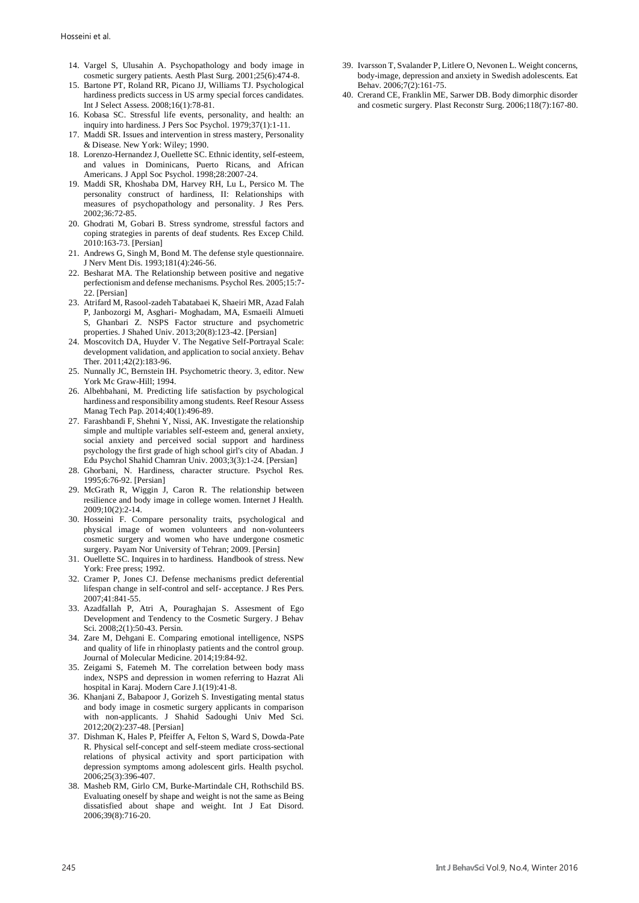14. Vargel S, Ulusahin A. Psychopathology and body image in cosmetic surgery patients. Aesth Plast Surg. 2001;25(6):474-8.
15. Bartone PT, Roland RR, Picano JJ, Williams TJ. Psychological hardiness predicts success in US army special forces candidates. Int J Select Assess. 2008;16(1):78-81.
16. Kobasa SC. Stressful life events, personality, and health: an inquiry into hardiness. J Pers Soc Psychol. 1979;37(1):1-11.
17. Maddi SR. Issues and intervention in stress mastery, Personality & Disease. New York: Wiley; 1990.
18. Lorenzo-Hernandez J, Ouellette SC. Ethnic identity, self-esteem, and values in Dominicans, Puerto Ricans, and African Americans. J Appl Soc Psychol. 1998;28:2007-24.
19. Maddi SR, Khoshaba DM, Harvey RH, Lu L, Persico M. The personality construct of hardiness, II: Relationships with measures of psychopathology and personality. J Res Pers. 2002;36:72-85.
20. Ghodrati M, Gobari B. Stress syndrome, stressful factors and coping strategies in parents of deaf students. Res Excep Child. 2010:163-73. [Persian]
21. Andrews G, Singh M, Bond M. The defense style questionnaire. J Nerv Ment Dis. 1993;181(4):246-56.
22. Besharat MA. The Relationship between positive and negative perfectionism and defense mechanisms. Psychol Res. 2005;15:7-22. [Persian]
23. Atrifard M, Rasool-zadeh Tabatabaei K, Shaeiri MR, Azad Falah P, Janbozorgi M, Asghari- Moghadam, MA, Esmaeili Almueti S, Ghanbari Z. NSPS Factor structure and psychometric properties. J Shahed Univ. 2013;20(8):123-42. [Persian]
24. Moscovitch DA, Huyder V. The Negative Self-Portrayal Scale: development validation, and application to social anxiety. Behav Ther. 2011;42(2):183-96.
25. Nunnally JC, Bernstein IH. Psychometric theory. 3, editor. New York Mc Graw-Hill; 1994.
26. Albehbahani, M. Predicting life satisfaction by psychological hardiness and responsibility among students. Reef Resour Assess Manag Tech Pap. 2014;40(1):496-89.
27. Farashbandi F, Shehni Y, Nissi, AK. Investigate the relationship simple and multiple variables self-esteem and, general anxiety, social anxiety and perceived social support and hardiness psychology the first grade of high school girl's city of Abadan. J Edu Psychol Shahid Chamran Univ. 2003;3(3):1-24. [Persian]
28. Ghorbani, N. Hardiness, character structure. Psychol Res. 1995;6:76-92. [Persian]
29. McGrath R, Wiggin J, Caron R. The relationship between resilience and body image in college women. Internet J Health. 2009;10(2):2-14.
30. Hosseini F. Compare personality traits, psychological and physical image of women volunteers and non-volunteers cosmetic surgery and women who have undergone cosmetic surgery. Payam Nor University of Tehran; 2009. [Persin]
31. Ouellette SC. Inquires in to hardiness. Handbook of stress. New York: Free press; 1992.
32. Cramer P, Jones CJ. Defense mechanisms predict deferential lifespan change in self-control and self- acceptance. J Res Pers. 2007;41:841-55.
33. Azadfallah P, Atri A, Pouraghajan S. Assesment of Ego Development and Tendency to the Cosmetic Surgery. J Behav Sci. 2008;2(1):50-43. Persin.
34. Zare M, Dehgani E. Comparing emotional intelligence, NSPS and quality of life in rhinoplasty patients and the control group. Journal of Molecular Medicine. 2014;19:84-92.
35. Zeigami S, Fatemeh M. The correlation between body mass index, NSPS and depression in women referring to Hazrat Ali hospital in Karaj. Modern Care J.1(19):41-8.
36. Khanjani Z, Babapoor J, Gorizeh S. Investigating mental status and body image in cosmetic surgery applicants in comparison with non-applicants. J Shahid Sadoughi Univ Med Sci. 2012;20(2):237-48. [Persian]
37. Dishman K, Hales P, Pfeiffer A, Felton S, Ward S, Dowda-Pate R. Physical self-concept and self-steem mediate cross-sectional relations of physical activity and sport participation with depression symptoms among adolescent girls. Health psychol. 2006;25(3):396-407.
38. Masheb RM, Girlo CM, Burke-Martindale CH, Rothschild BS. Evaluating oneself by shape and weight is not the same as Being dissatisfied about shape and weight. Int J Eat Disord. 2006;39(8):716-20.
39. Ivarsson T, Svalander P, Litlere O, Nevonen L. Weight concerns, body-image, depression and anxiety in Swedish adolescents. Eat Behav. 2006;7(2):161-75.
40. Crerand CE, Franklin ME, Sarwer DB. Body dimorphic disorder and cosmetic surgery. Plast Reconstr Surg. 2006;118(7):167-80.